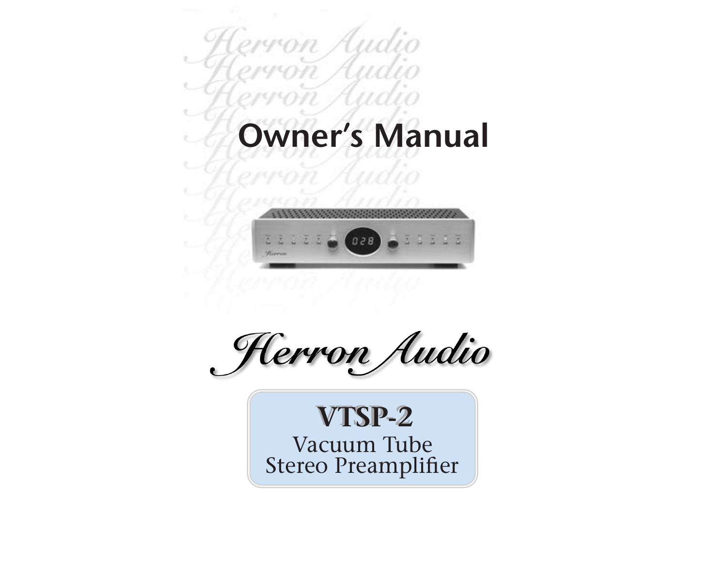# Owner's Manual

*Herron Audio*

**VTSP-2**

Vacuum Tube
Stereo Preamplifier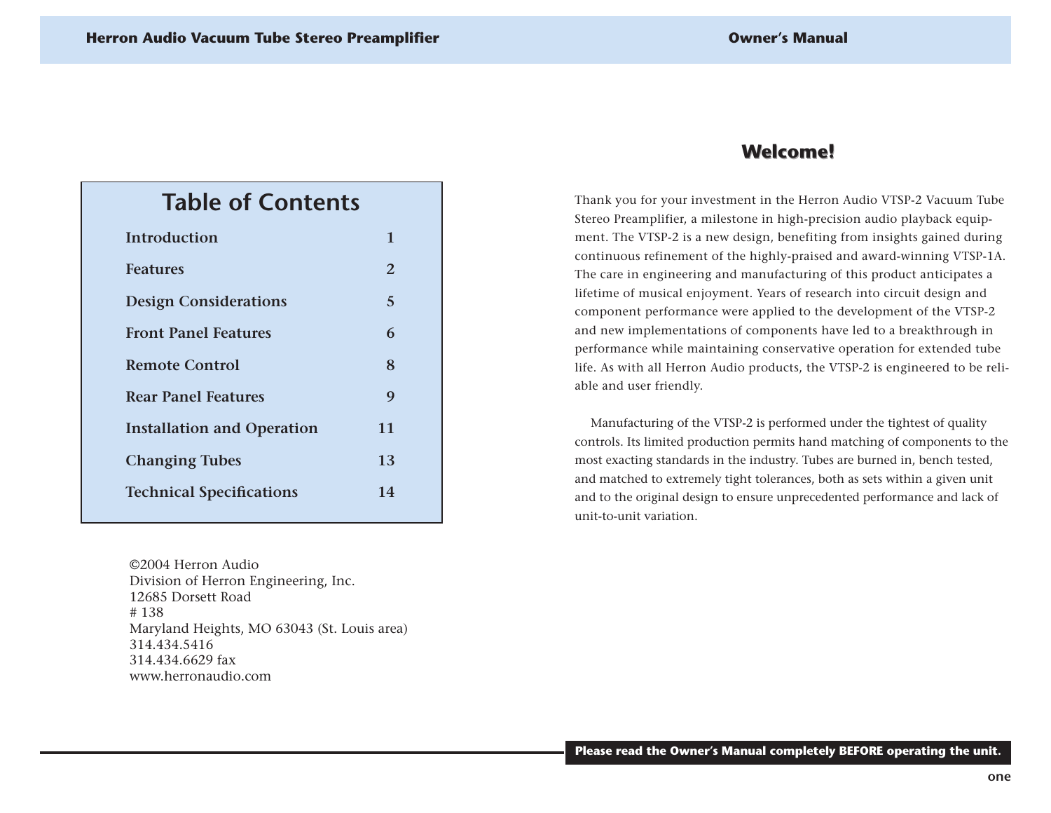## Table of Contents

| | |
|---|---|
| Introduction | 1 |
| Features | 2 |
| Design Considerations | 5 |
| Front Panel Features | 6 |
| Remote Control | 8 |
| Rear Panel Features | 9 |
| Installation and Operation | 11 |
| Changing Tubes | 13 |
| Technical Specifications | 14 |

©2004 Herron Audio
Division of Herron Engineering, Inc.
12685 Dorsett Road
# 138
Maryland Heights, MO 63043 (St. Louis area)
314.434.5416
314.434.6629 fax
www.herronaudio.com

## Welcome!

Thank you for your investment in the Herron Audio VTSP-2 Vacuum Tube Stereo Preamplifier, a milestone in high-precision audio playback equipment. The VTSP-2 is a new design, benefiting from insights gained during continuous refinement of the highly-praised and award-winning VTSP-1A. The care in engineering and manufacturing of this product anticipates a lifetime of musical enjoyment. Years of research into circuit design and component performance were applied to the development of the VTSP-2 and new implementations of components have led to a breakthrough in performance while maintaining conservative operation for extended tube life. As with all Herron Audio products, the VTSP-2 is engineered to be reliable and user friendly.

Manufacturing of the VTSP-2 is performed under the tightest of quality controls. Its limited production permits hand matching of components to the most exacting standards in the industry. Tubes are burned in, bench tested, and matched to extremely tight tolerances, both as sets within a given unit and to the original design to ensure unprecedented performance and lack of unit-to-unit variation.

**Please read the Owner's Manual completely BEFORE operating the unit.**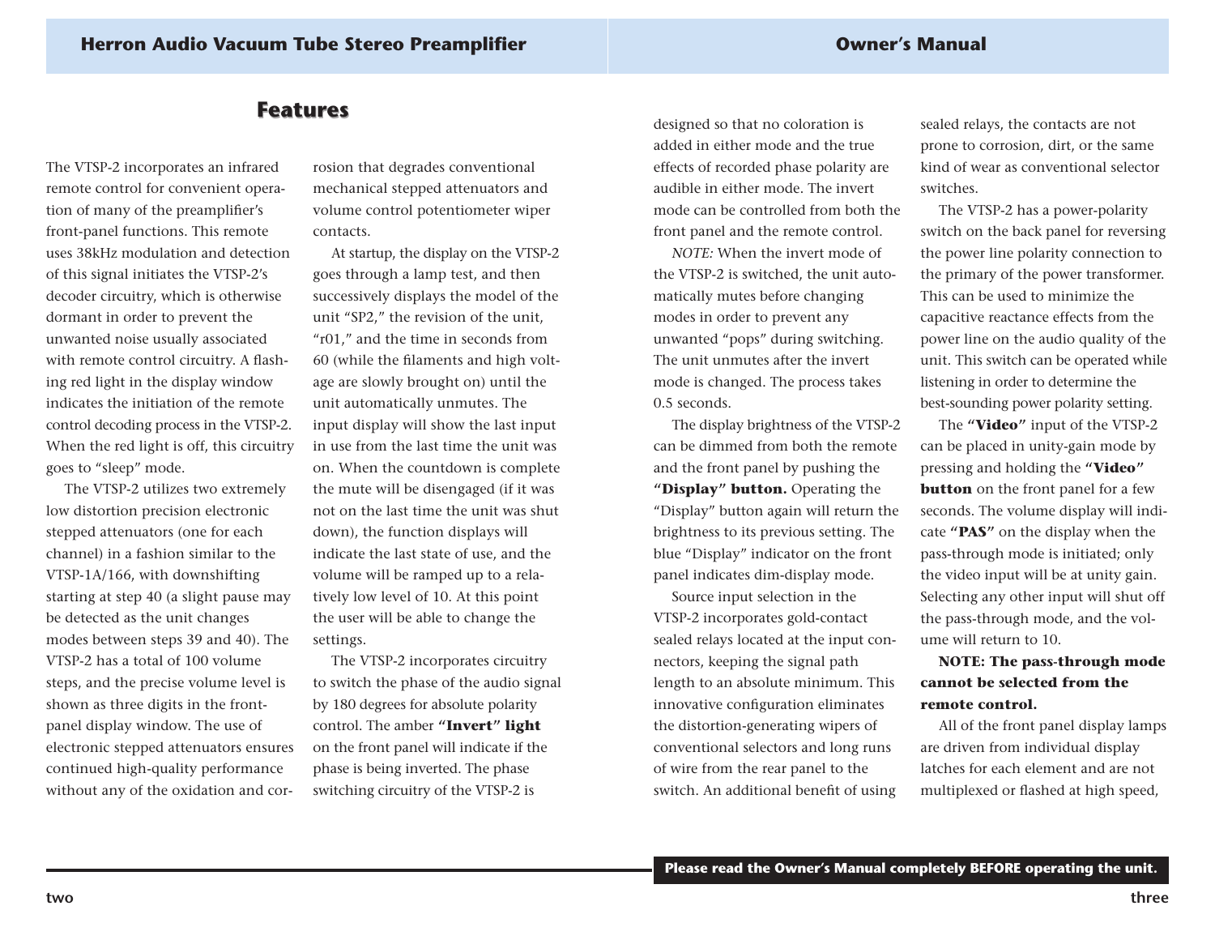## Features

The VTSP-2 incorporates an infrared remote control for convenient operation of many of the preamplifier's front-panel functions. This remote uses 38kHz modulation and detection of this signal initiates the VTSP-2's decoder circuitry, which is otherwise dormant in order to prevent the unwanted noise usually associated with remote control circuitry. A flashing red light in the display window indicates the initiation of the remote control decoding process in the VTSP-2. When the red light is off, this circuitry goes to "sleep" mode.

The VTSP-2 utilizes two extremely low distortion precision electronic stepped attenuators (one for each channel) in a fashion similar to the VTSP-1A/166, with downshifting starting at step 40 (a slight pause may be detected as the unit changes modes between steps 39 and 40). The VTSP-2 has a total of 100 volume steps, and the precise volume level is shown as three digits in the front-panel display window. The use of electronic stepped attenuators ensures continued high-quality performance without any of the oxidation and corrosion that degrades conventional mechanical stepped attenuators and volume control potentiometer wiper contacts.

At startup, the display on the VTSP-2 goes through a lamp test, and then successively displays the model of the unit "SP2," the revision of the unit, "r01," and the time in seconds from 60 (while the filaments and high voltage are slowly brought on) until the unit automatically unmutes. The input display will show the last input in use from the last time the unit was on. When the countdown is complete the mute will be disengaged (if it was not on the last time the unit was shut down), the function displays will indicate the last state of use, and the volume will be ramped up to a relatively low level of 10. At this point the user will be able to change the settings.

The VTSP-2 incorporates circuitry to switch the phase of the audio signal by 180 degrees for absolute polarity control. The amber **"Invert" light** on the front panel will indicate if the phase is being inverted. The phase switching circuitry of the VTSP-2 is designed so that no coloration is added in either mode and the true effects of recorded phase polarity are audible in either mode. The invert mode can be controlled from both the front panel and the remote control.

*NOTE:* When the invert mode of the VTSP-2 is switched, the unit automatically mutes before changing modes in order to prevent any unwanted "pops" during switching. The unit unmutes after the invert mode is changed. The process takes 0.5 seconds.

The display brightness of the VTSP-2 can be dimmed from both the remote and the front panel by pushing the **"Display" button.** Operating the "Display" button again will return the brightness to its previous setting. The blue "Display" indicator on the front panel indicates dim-display mode.

Source input selection in the VTSP-2 incorporates gold-contact sealed relays located at the input connectors, keeping the signal path length to an absolute minimum. This innovative configuration eliminates the distortion-generating wipers of conventional selectors and long runs of wire from the rear panel to the switch. An additional benefit of using sealed relays, the contacts are not prone to corrosion, dirt, or the same kind of wear as conventional selector switches.

The VTSP-2 has a power-polarity switch on the back panel for reversing the power line polarity connection to the primary of the power transformer. This can be used to minimize the capacitive reactance effects from the power line on the audio quality of the unit. This switch can be operated while listening in order to determine the best-sounding power polarity setting.

The **"Video"** input of the VTSP-2 can be placed in unity-gain mode by pressing and holding the **"Video" button** on the front panel for a few seconds. The volume display will indicate **"PAS"** on the display when the pass-through mode is initiated; only the video input will be at unity gain. Selecting any other input will shut off the pass-through mode, and the volume will return to 10.

**NOTE: The pass-through mode cannot be selected from the remote control.**

All of the front panel display lamps are driven from individual display latches for each element and are not multiplexed or flashed at high speed,

**Please read the Owner's Manual completely BEFORE operating the unit.**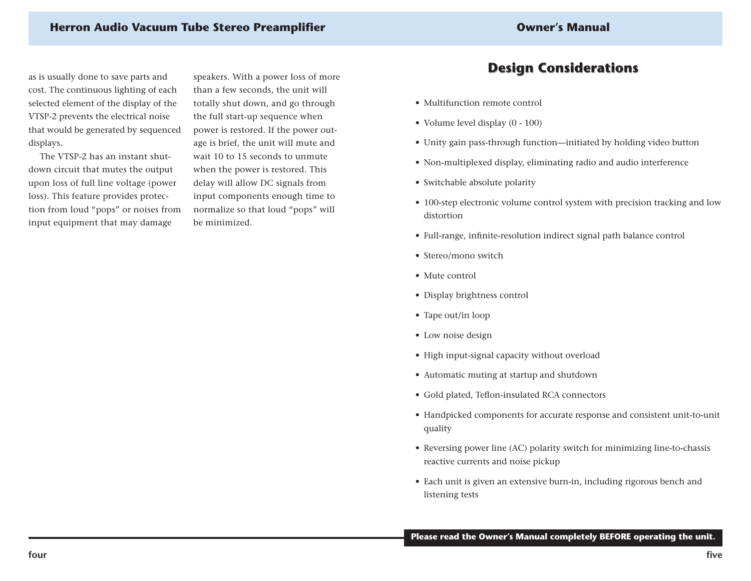as is usually done to save parts and cost. The continuous lighting of each selected element of the display of the VTSP-2 prevents the electrical noise that would be generated by sequenced displays.

The VTSP-2 has an instant shutdown circuit that mutes the output upon loss of full line voltage (power loss). This feature provides protection from loud "pops" or noises from input equipment that may damage speakers. With a power loss of more than a few seconds, the unit will totally shut down, and go through the full start-up sequence when power is restored. If the power outage is brief, the unit will mute and wait 10 to 15 seconds to unmute when the power is restored. This delay will allow DC signals from input components enough time to normalize so that loud "pops" will be minimized.

## Design Considerations

- Multifunction remote control
- Volume level display (0 - 100)
- Unity gain pass-through function—initiated by holding video button
- Non-multiplexed display, eliminating radio and audio interference
- Switchable absolute polarity
- 100-step electronic volume control system with precision tracking and low distortion
- Full-range, infinite-resolution indirect signal path balance control
- Stereo/mono switch
- Mute control
- Display brightness control
- Tape out/in loop
- Low noise design
- High input-signal capacity without overload
- Automatic muting at startup and shutdown
- Gold plated, Teflon-insulated RCA connectors
- Handpicked components for accurate response and consistent unit-to-unit quality
- Reversing power line (AC) polarity switch for minimizing line-to-chassis reactive currents and noise pickup
- Each unit is given an extensive burn-in, including rigorous bench and listening tests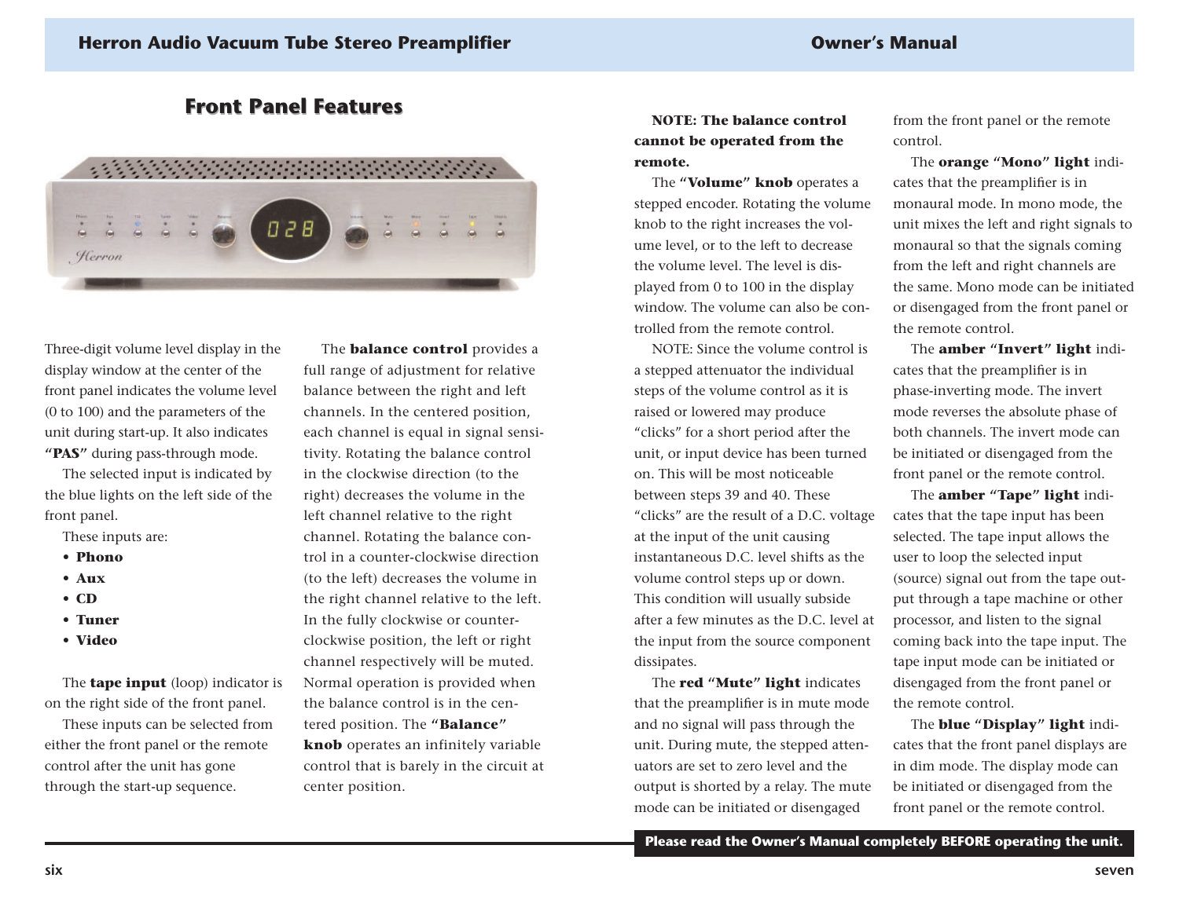## Front Panel Features

Three-digit volume level display in the display window at the center of the front panel indicates the volume level (0 to 100) and the parameters of the unit during start-up. It also indicates **"PAS"** during pass-through mode.

The selected input is indicated by the blue lights on the left side of the front panel.

These inputs are:

- **Phono**
- **Aux**
- **CD**
- **Tuner**
- **Video**

The **tape input** (loop) indicator is on the right side of the front panel.

These inputs can be selected from either the front panel or the remote control after the unit has gone through the start-up sequence.

The **balance control** provides a full range of adjustment for relative balance between the right and left channels. In the centered position, each channel is equal in signal sensitivity. Rotating the balance control in the clockwise direction (to the right) decreases the volume in the left channel relative to the right channel. Rotating the balance control in a counter-clockwise direction (to the left) decreases the volume in the right channel relative to the left. In the fully clockwise or counter-clockwise position, the left or right channel respectively will be muted. Normal operation is provided when the balance control is in the centered position. The **"Balance" knob** operates an infinitely variable control that is barely in the circuit at center position.

**NOTE: The balance control cannot be operated from the remote.**

The **"Volume" knob** operates a stepped encoder. Rotating the volume knob to the right increases the volume level, or to the left to decrease the volume level. The level is displayed from 0 to 100 in the display window. The volume can also be controlled from the remote control.

NOTE: Since the volume control is a stepped attenuator the individual steps of the volume control as it is raised or lowered may produce "clicks" for a short period after the unit, or input device has been turned on. This will be most noticeable between steps 39 and 40. These "clicks" are the result of a D.C. voltage at the input of the unit causing instantaneous D.C. level shifts as the volume control steps up or down. This condition will usually subside after a few minutes as the D.C. level at the input from the source component dissipates.

The **red "Mute" light** indicates that the preamplifier is in mute mode and no signal will pass through the unit. During mute, the stepped attenuators are set to zero level and the output is shorted by a relay. The mute mode can be initiated or disengaged from the front panel or the remote control.

The **orange "Mono" light** indicates that the preamplifier is in monaural mode. In mono mode, the unit mixes the left and right signals to monaural so that the signals coming from the left and right channels are the same. Mono mode can be initiated or disengaged from the front panel or the remote control.

The **amber "Invert" light** indicates that the preamplifier is in phase-inverting mode. The invert mode reverses the absolute phase of both channels. The invert mode can be initiated or disengaged from the front panel or the remote control.

The **amber "Tape" light** indicates that the tape input has been selected. The tape input allows the user to loop the selected input (source) signal out from the tape output through a tape machine or other processor, and listen to the signal coming back into the tape input. The tape input mode can be initiated or disengaged from the front panel or the remote control.

The **blue "Display" light** indicates that the front panel displays are in dim mode. The display mode can be initiated or disengaged from the front panel or the remote control.

**Please read the Owner's Manual completely BEFORE operating the unit.**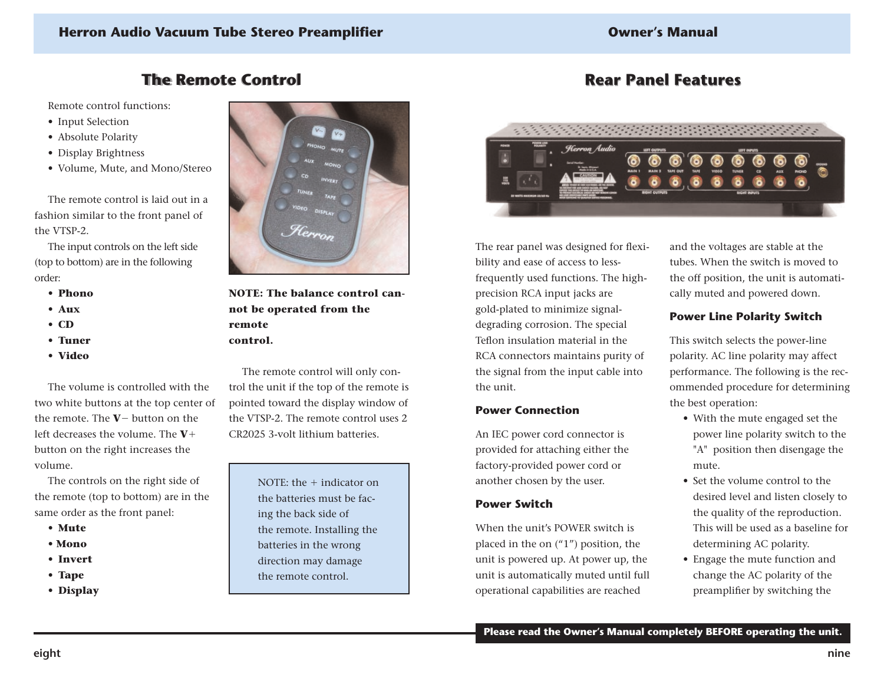## The Remote Control

Remote control functions:

- Input Selection
- Absolute Polarity
- Display Brightness
- Volume, Mute, and Mono/Stereo

The remote control is laid out in a fashion similar to the front panel of the VTSP-2.

The input controls on the left side (top to bottom) are in the following order:

- **Phono**
- **Aux**
- **CD**
- **Tuner**
- **Video**

The volume is controlled with the two white buttons at the top center of the remote. The **V**− button on the left decreases the volume. The **V**+ button on the right increases the volume.

The controls on the right side of the remote (top to bottom) are in the same order as the front panel:

- **Mute**
- **Mono**
- **Invert**
- **Tape**
- **Display**

**NOTE: The balance control cannot be operated from the remote control.**

The remote control will only control the unit if the top of the remote is pointed toward the display window of the VTSP-2. The remote control uses 2 CR2025 3-volt lithium batteries.

> NOTE: the + indicator on the batteries must be facing the back side of the remote. Installing the batteries in the wrong direction may damage the remote control.

## Rear Panel Features

The rear panel was designed for flexibility and ease of access to less-frequently used functions. The high-precision RCA input jacks are gold-plated to minimize signal-degrading corrosion. The special Teflon insulation material in the RCA connectors maintains purity of the signal from the input cable into the unit.

### Power Connection

An IEC power cord connector is provided for attaching either the factory-provided power cord or another chosen by the user.

### Power Switch

When the unit's POWER switch is placed in the on ("1") position, the unit is powered up. At power up, the unit is automatically muted until full operational capabilities are reached and the voltages are stable at the tubes. When the switch is moved to the off position, the unit is automatically muted and powered down.

### Power Line Polarity Switch

This switch selects the power-line polarity. AC line polarity may affect performance. The following is the recommended procedure for determining the best operation:

- With the mute engaged set the power line polarity switch to the "A" position then disengage the mute.
- Set the volume control to the desired level and listen closely to the quality of the reproduction. This will be used as a baseline for determining AC polarity.
- Engage the mute function and change the AC polarity of the preamplifier by switching the

**Please read the Owner's Manual completely BEFORE operating the unit.**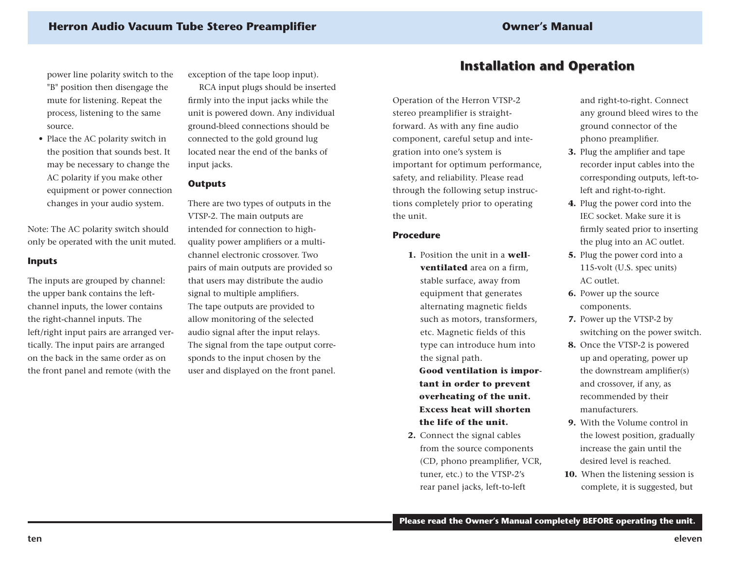power line polarity switch to the "B" position then disengage the mute for listening. Repeat the process, listening to the same source.

- Place the AC polarity switch in the position that sounds best. It may be necessary to change the AC polarity if you make other equipment or power connection changes in your audio system.

Note: The AC polarity switch should only be operated with the unit muted.

### Inputs

The inputs are grouped by channel: the upper bank contains the left-channel inputs, the lower contains the right-channel inputs. The left/right input pairs are arranged vertically. The input pairs are arranged on the back in the same order as on the front panel and remote (with the exception of the tape loop input).

RCA input plugs should be inserted firmly into the input jacks while the unit is powered down. Any individual ground-bleed connections should be connected to the gold ground lug located near the end of the banks of input jacks.

### Outputs

There are two types of outputs in the VTSP-2. The main outputs are intended for connection to high-quality power amplifiers or a multi-channel electronic crossover. Two pairs of main outputs are provided so that users may distribute the audio signal to multiple amplifiers. The tape outputs are provided to allow monitoring of the selected audio signal after the input relays. The signal from the tape output corresponds to the input chosen by the user and displayed on the front panel.

## Installation and Operation

Operation of the Herron VTSP-2 stereo preamplifier is straightforward. As with any fine audio component, careful setup and integration into one's system is important for optimum performance, safety, and reliability. Please read through the following setup instructions completely prior to operating the unit.

### Procedure

1. Position the unit in a **well-ventilated** area on a firm, stable surface, away from equipment that generates alternating magnetic fields such as motors, transformers, etc. Magnetic fields of this type can introduce hum into the signal path.
   **Good ventilation is important in order to prevent overheating of the unit. Excess heat will shorten the life of the unit.**
2. Connect the signal cables from the source components (CD, phono preamplifier, VCR, tuner, etc.) to the VTSP-2's rear panel jacks, left-to-left and right-to-right. Connect any ground bleed wires to the ground connector of the phono preamplifier.
3. Plug the amplifier and tape recorder input cables into the corresponding outputs, left-to-left and right-to-right.
4. Plug the power cord into the IEC socket. Make sure it is firmly seated prior to inserting the plug into an AC outlet.
5. Plug the power cord into a 115-volt (U.S. spec units) AC outlet.
6. Power up the source components.
7. Power up the VTSP-2 by switching on the power switch.
8. Once the VTSP-2 is powered up and operating, power up the downstream amplifier(s) and crossover, if any, as recommended by their manufacturers.
9. With the Volume control in the lowest position, gradually increase the gain until the desired level is reached.
10. When the listening session is complete, it is suggested, but

**Please read the Owner's Manual completely BEFORE operating the unit.**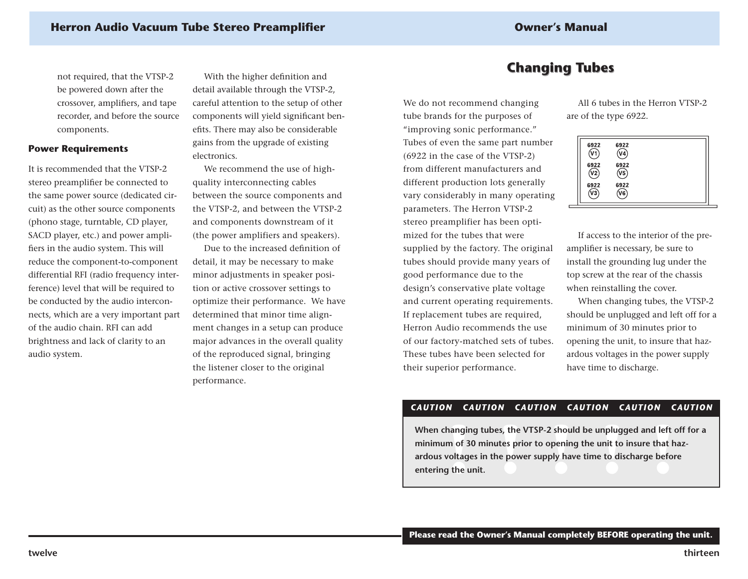not required, that the VTSP-2 be powered down after the crossover, amplifiers, and tape recorder, and before the source components.

### Power Requirements

It is recommended that the VTSP-2 stereo preamplifier be connected to the same power source (dedicated circuit) as the other source components (phono stage, turntable, CD player, SACD player, etc.) and power amplifiers in the audio system. This will reduce the component-to-component differential RFI (radio frequency interference) level that will be required to be conducted by the audio interconnects, which are a very important part of the audio chain. RFI can add brightness and lack of clarity to an audio system.

With the higher definition and detail available through the VTSP-2, careful attention to the setup of other components will yield significant benefits. There may also be considerable gains from the upgrade of existing electronics.

We recommend the use of high-quality interconnecting cables between the source components and the VTSP-2, and between the VTSP-2 and components downstream of it (the power amplifiers and speakers).

Due to the increased definition of detail, it may be necessary to make minor adjustments in speaker position or active crossover settings to optimize their performance. We have determined that minor time alignment changes in a setup can produce major advances in the overall quality of the reproduced signal, bringing the listener closer to the original performance.

## Changing Tubes

We do not recommend changing tube brands for the purposes of "improving sonic performance." Tubes of even the same part number (6922 in the case of the VTSP-2) from different manufacturers and different production lots generally vary considerably in many operating parameters. The Herron VTSP-2 stereo preamplifier has been optimized for the tubes that were supplied by the factory. The original tubes should provide many years of good performance due to the design's conservative plate voltage and current operating requirements. If replacement tubes are required, Herron Audio recommends the use of our factory-matched sets of tubes. These tubes have been selected for their superior performance.

All 6 tubes in the Herron VTSP-2 are of the type 6922.

| | |
|---|---|
| 6922 V1 | 6922 V4 |
| 6922 V2 | 6922 V5 |
| 6922 V3 | 6922 V6 |

If access to the interior of the preamplifier is necessary, be sure to install the grounding lug under the top screw at the rear of the chassis when reinstalling the cover.

When changing tubes, the VTSP-2 should be unplugged and left off for a minimum of 30 minutes prior to opening the unit, to insure that hazardous voltages in the power supply have time to discharge.

***CAUTION CAUTION CAUTION CAUTION CAUTION CAUTION***

**When changing tubes, the VTSP-2 should be unplugged and left off for a minimum of 30 minutes prior to opening the unit to insure that hazardous voltages in the power supply have time to discharge before entering the unit.**

**Please read the Owner's Manual completely BEFORE operating the unit.**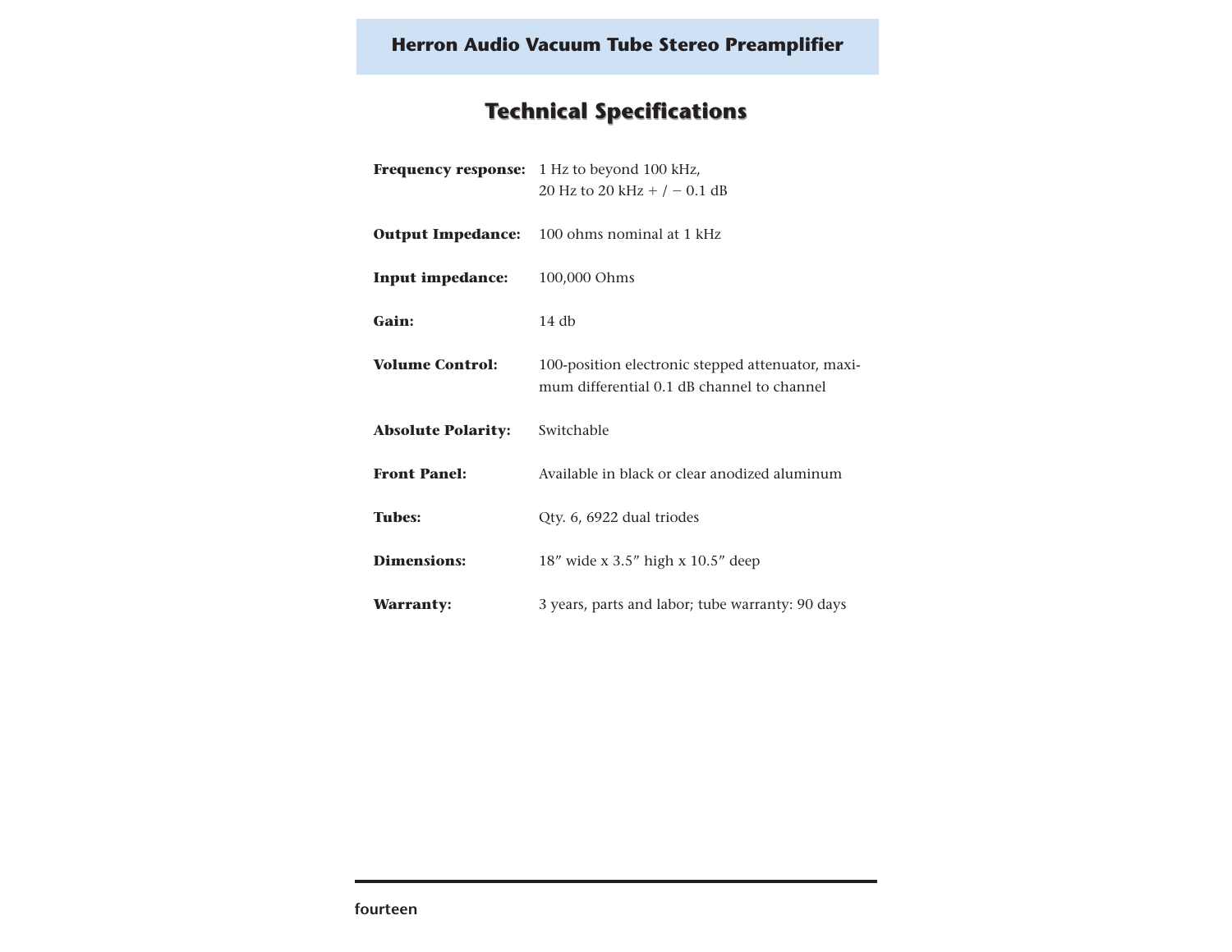# Technical Specifications

**Frequency response:** 1 Hz to beyond 100 kHz,
20 Hz to 20 kHz + / − 0.1 dB

**Output Impedance:** 100 ohms nominal at 1 kHz

**Input impedance:** 100,000 Ohms

**Gain:** 14 db

**Volume Control:** 100-position electronic stepped attenuator, maximum differential 0.1 dB channel to channel

**Absolute Polarity:** Switchable

**Front Panel:** Available in black or clear anodized aluminum

**Tubes:** Qty. 6, 6922 dual triodes

**Dimensions:** 18″ wide x 3.5″ high x 10.5″ deep

**Warranty:** 3 years, parts and labor; tube warranty: 90 days